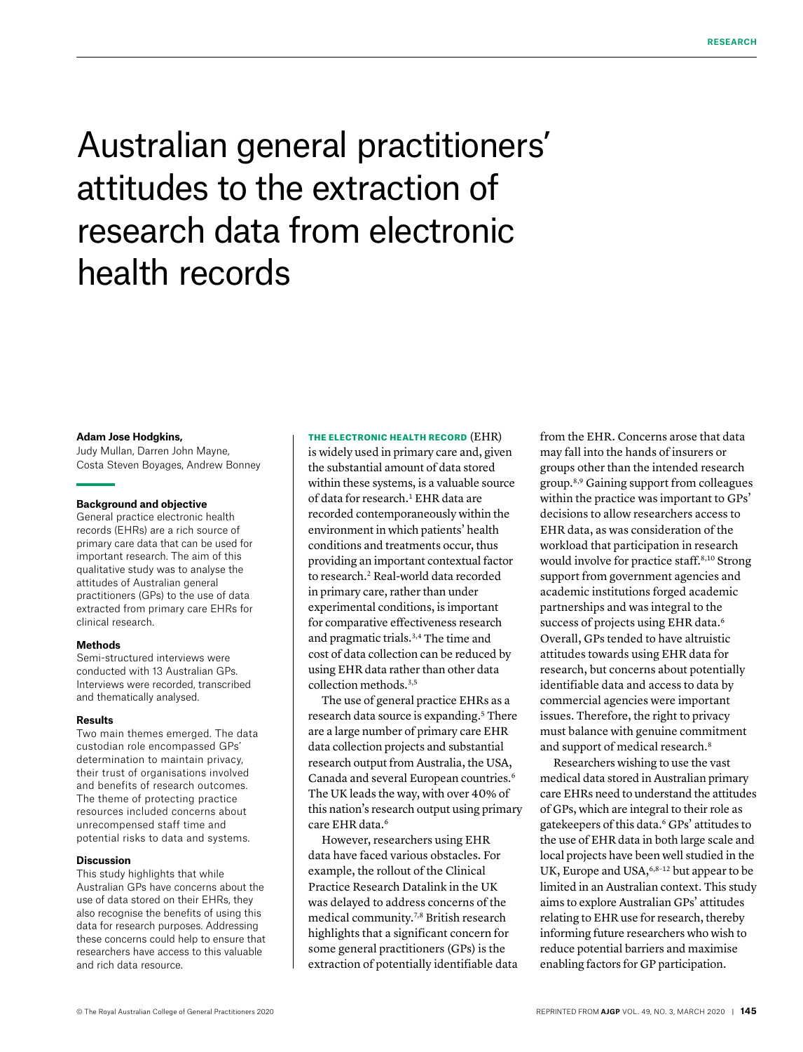# Australian general practitioners' attitudes to the extraction of research data from electronic health records

**Adam Jose Hodgkins,**
Judy Mullan, Darren John Mayne, Costa Steven Boyages, Andrew Bonney

### Background and objective

General practice electronic health records (EHRs) are a rich source of primary care data that can be used for important research. The aim of this qualitative study was to analyse the attitudes of Australian general practitioners (GPs) to the use of data extracted from primary care EHRs for clinical research.

### Methods

Semi-structured interviews were conducted with 13 Australian GPs. Interviews were recorded, transcribed and thematically analysed.

### Results

Two main themes emerged. The data custodian role encompassed GPs' determination to maintain privacy, their trust of organisations involved and benefits of research outcomes. The theme of protecting practice resources included concerns about unrecompensed staff time and potential risks to data and systems.

### Discussion

This study highlights that while Australian GPs have concerns about the use of data stored on their EHRs, they also recognise the benefits of using this data for research purposes. Addressing these concerns could help to ensure that researchers have access to this valuable and rich data resource.

THE ELECTRONIC HEALTH RECORD (EHR) is widely used in primary care and, given the substantial amount of data stored within these systems, is a valuable source of data for research.[1] EHR data are recorded contemporaneously within the environment in which patients' health conditions and treatments occur, thus providing an important contextual factor to research.[2] Real-world data recorded in primary care, rather than under experimental conditions, is important for comparative effectiveness research and pragmatic trials.[3,4] The time and cost of data collection can be reduced by using EHR data rather than other data collection methods.[3,5]

The use of general practice EHRs as a research data source is expanding.[5] There are a large number of primary care EHR data collection projects and substantial research output from Australia, the USA, Canada and several European countries.[6] The UK leads the way, with over 40% of this nation's research output using primary care EHR data.[6]

However, researchers using EHR data have faced various obstacles. For example, the rollout of the Clinical Practice Research Datalink in the UK was delayed to address concerns of the medical community.[7,8] British research highlights that a significant concern for some general practitioners (GPs) is the extraction of potentially identifiable data from the EHR. Concerns arose that data may fall into the hands of insurers or groups other than the intended research group.[8,9] Gaining support from colleagues within the practice was important to GPs' decisions to allow researchers access to EHR data, as was consideration of the workload that participation in research would involve for practice staff.[8,10] Strong support from government agencies and academic institutions forged academic partnerships and was integral to the success of projects using EHR data.[6] Overall, GPs tended to have altruistic attitudes towards using EHR data for research, but concerns about potentially identifiable data and access to data by commercial agencies were important issues. Therefore, the right to privacy must balance with genuine commitment and support of medical research.[8]

Researchers wishing to use the vast medical data stored in Australian primary care EHRs need to understand the attitudes of GPs, which are integral to their role as gatekeepers of this data.[6] GPs' attitudes to the use of EHR data in both large scale and local projects have been well studied in the UK, Europe and USA,[6,8–12] but appear to be limited in an Australian context. This study aims to explore Australian GPs' attitudes relating to EHR use for research, thereby informing future researchers who wish to reduce potential barriers and maximise enabling factors for GP participation.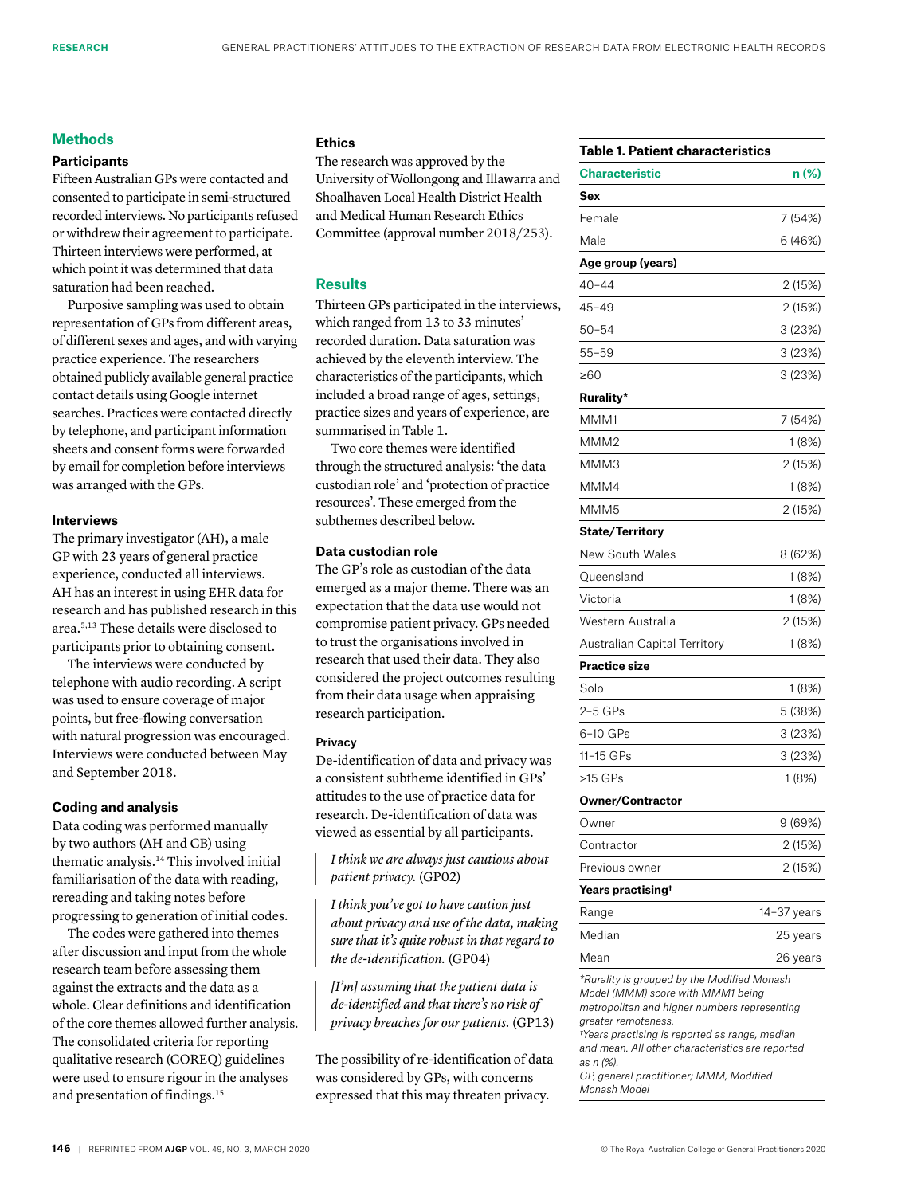## Methods

### Participants

Fifteen Australian GPs were contacted and consented to participate in semi-structured recorded interviews. No participants refused or withdrew their agreement to participate. Thirteen interviews were performed, at which point it was determined that data saturation had been reached.

Purposive sampling was used to obtain representation of GPs from different areas, of different sexes and ages, and with varying practice experience. The researchers obtained publicly available general practice contact details using Google internet searches. Practices were contacted directly by telephone, and participant information sheets and consent forms were forwarded by email for completion before interviews was arranged with the GPs.

### Interviews

The primary investigator (AH), a male GP with 23 years of general practice experience, conducted all interviews. AH has an interest in using EHR data for research and has published research in this area.[5,13] These details were disclosed to participants prior to obtaining consent.

The interviews were conducted by telephone with audio recording. A script was used to ensure coverage of major points, but free-flowing conversation with natural progression was encouraged. Interviews were conducted between May and September 2018.

### Coding and analysis

Data coding was performed manually by two authors (AH and CB) using thematic analysis.[14] This involved initial familiarisation of the data with reading, rereading and taking notes before progressing to generation of initial codes.

The codes were gathered into themes after discussion and input from the whole research team before assessing them against the extracts and the data as a whole. Clear definitions and identification of the core themes allowed further analysis. The consolidated criteria for reporting qualitative research (COREQ) guidelines were used to ensure rigour in the analyses and presentation of findings.[15]

### Ethics

The research was approved by the University of Wollongong and Illawarra and Shoalhaven Local Health District Health and Medical Human Research Ethics Committee (approval number 2018/253).

## Results

Thirteen GPs participated in the interviews, which ranged from 13 to 33 minutes' recorded duration. Data saturation was achieved by the eleventh interview. The characteristics of the participants, which included a broad range of ages, settings, practice sizes and years of experience, are summarised in Table 1.

Two core themes were identified through the structured analysis: 'the data custodian role' and 'protection of practice resources'. These emerged from the subthemes described below.

### Data custodian role

The GP's role as custodian of the data emerged as a major theme. There was an expectation that the data use would not compromise patient privacy. GPs needed to trust the organisations involved in research that used their data. They also considered the project outcomes resulting from their data usage when appraising research participation.

#### Privacy

De-identification of data and privacy was a consistent subtheme identified in GPs' attitudes to the use of practice data for research. De-identification of data was viewed as essential by all participants.

> *I think we are always just cautious about patient privacy.* (GP02)

> *I think you've got to have caution just about privacy and use of the data, making sure that it's quite robust in that regard to the de-identification.* (GP04)

> *[I'm] assuming that the patient data is de-identified and that there's no risk of privacy breaches for our patients.* (GP13)

The possibility of re-identification of data was considered by GPs, with concerns expressed that this may threaten privacy.

**Table 1. Patient characteristics**

| Characteristic | n (%) |
|---|---|
| **Sex** | |
| Female | 7 (54%) |
| Male | 6 (46%) |
| **Age group (years)** | |
| 40–44 | 2 (15%) |
| 45–49 | 2 (15%) |
| 50–54 | 3 (23%) |
| 55–59 | 3 (23%) |
| ≥60 | 3 (23%) |
| **Rurality*** | |
| MMM1 | 7 (54%) |
| MMM2 | 1 (8%) |
| MMM3 | 2 (15%) |
| MMM4 | 1 (8%) |
| MMM5 | 2 (15%) |
| **State/Territory** | |
| New South Wales | 8 (62%) |
| Queensland | 1 (8%) |
| Victoria | 1 (8%) |
| Western Australia | 2 (15%) |
| Australian Capital Territory | 1 (8%) |
| **Practice size** | |
| Solo | 1 (8%) |
| 2–5 GPs | 5 (38%) |
| 6–10 GPs | 3 (23%) |
| 11–15 GPs | 3 (23%) |
| >15 GPs | 1 (8%) |
| **Owner/Contractor** | |
| Owner | 9 (69%) |
| Contractor | 2 (15%) |
| Previous owner | 2 (15%) |
| **Years practising†** | |
| Range | 14–37 years |
| Median | 25 years |
| Mean | 26 years |

*\*Rurality is grouped by the Modified Monash Model (MMM) score with MMM1 being metropolitan and higher numbers representing greater remoteness.*
*†Years practising is reported as range, median and mean. All other characteristics are reported as n (%).*
*GP, general practitioner; MMM, Modified Monash Model*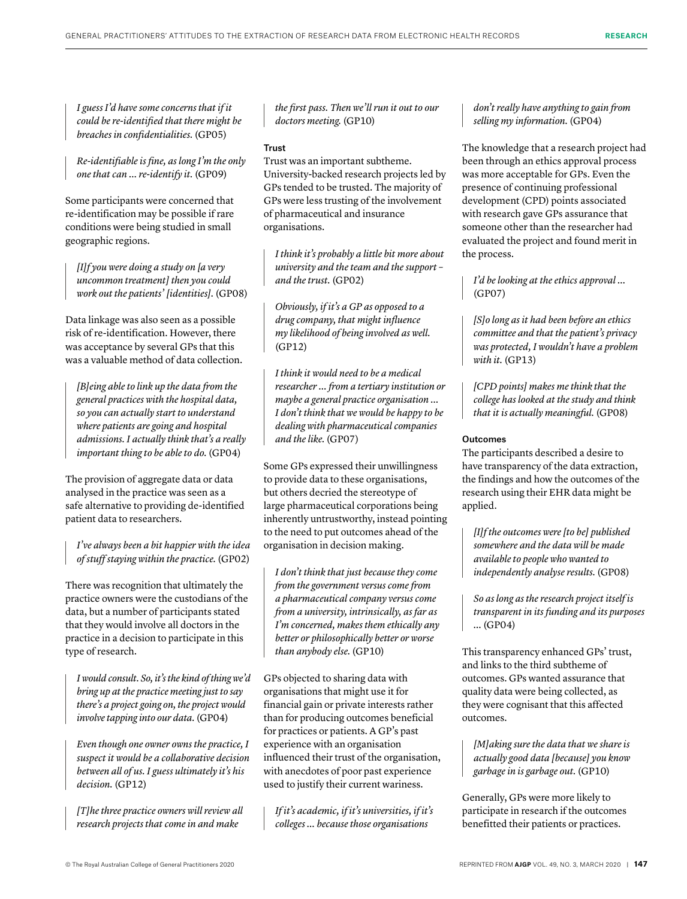> *I guess I'd have some concerns that if it could be re-identified that there might be breaches in confidentialities.* (GP05)

> *Re-identifiable is fine, as long I'm the only one that can ... re-identify it.* (GP09)

Some participants were concerned that re-identification may be possible if rare conditions were being studied in small geographic regions.

> *[I]f you were doing a study on [a very uncommon treatment] then you could work out the patients' [identities].* (GP08)

Data linkage was also seen as a possible risk of re-identification. However, there was acceptance by several GPs that this was a valuable method of data collection.

> *[B]eing able to link up the data from the general practices with the hospital data, so you can actually start to understand where patients are going and hospital admissions. I actually think that's a really important thing to be able to do.* (GP04)

The provision of aggregate data or data analysed in the practice was seen as a safe alternative to providing de-identified patient data to researchers.

> *I've always been a bit happier with the idea of stuff staying within the practice.* (GP02)

There was recognition that ultimately the practice owners were the custodians of the data, but a number of participants stated that they would involve all doctors in the practice in a decision to participate in this type of research.

> *I would consult. So, it's the kind of thing we'd bring up at the practice meeting just to say there's a project going on, the project would involve tapping into our data.* (GP04)

> *Even though one owner owns the practice, I suspect it would be a collaborative decision between all of us. I guess ultimately it's his decision.* (GP12)

> *[T]he three practice owners will review all research projects that come in and make the first pass. Then we'll run it out to our doctors meeting.* (GP10)

#### Trust

Trust was an important subtheme. University-backed research projects led by GPs tended to be trusted. The majority of GPs were less trusting of the involvement of pharmaceutical and insurance organisations.

> *I think it's probably a little bit more about university and the team and the support – and the trust.* (GP02)

> *Obviously, if it's a GP as opposed to a drug company, that might influence my likelihood of being involved as well.* (GP12)

> *I think it would need to be a medical researcher ... from a tertiary institution or maybe a general practice organisation ... I don't think that we would be happy to be dealing with pharmaceutical companies and the like.* (GP07)

Some GPs expressed their unwillingness to provide data to these organisations, but others decried the stereotype of large pharmaceutical corporations being inherently untrustworthy, instead pointing to the need to put outcomes ahead of the organisation in decision making.

> *I don't think that just because they come from the government versus come from a pharmaceutical company versus come from a university, intrinsically, as far as I'm concerned, makes them ethically any better or philosophically better or worse than anybody else.* (GP10)

GPs objected to sharing data with organisations that might use it for financial gain or private interests rather than for producing outcomes beneficial for practices or patients. A GP's past experience with an organisation influenced their trust of the organisation, with anecdotes of poor past experience used to justify their current wariness.

> *If it's academic, if it's universities, if it's colleges ... because those organisations don't really have anything to gain from selling my information.* (GP04)

The knowledge that a research project had been through an ethics approval process was more acceptable for GPs. Even the presence of continuing professional development (CPD) points associated with research gave GPs assurance that someone other than the researcher had evaluated the project and found merit in the process.

> *I'd be looking at the ethics approval ...* (GP07)

> *[S]o long as it had been before an ethics committee and that the patient's privacy was protected, I wouldn't have a problem with it.* (GP13)

> *[CPD points] makes me think that the college has looked at the study and think that it is actually meaningful.* (GP08)

#### Outcomes

The participants described a desire to have transparency of the data extraction, the findings and how the outcomes of the research using their EHR data might be applied.

> *[I]f the outcomes were [to be] published somewhere and the data will be made available to people who wanted to independently analyse results.* (GP08)

> *So as long as the research project itself is transparent in its funding and its purposes ...* (GP04)

This transparency enhanced GPs' trust, and links to the third subtheme of outcomes. GPs wanted assurance that quality data were being collected, as they were cognisant that this affected outcomes.

> *[M]aking sure the data that we share is actually good data [because] you know garbage in is garbage out.* (GP10)

Generally, GPs were more likely to participate in research if the outcomes benefitted their patients or practices.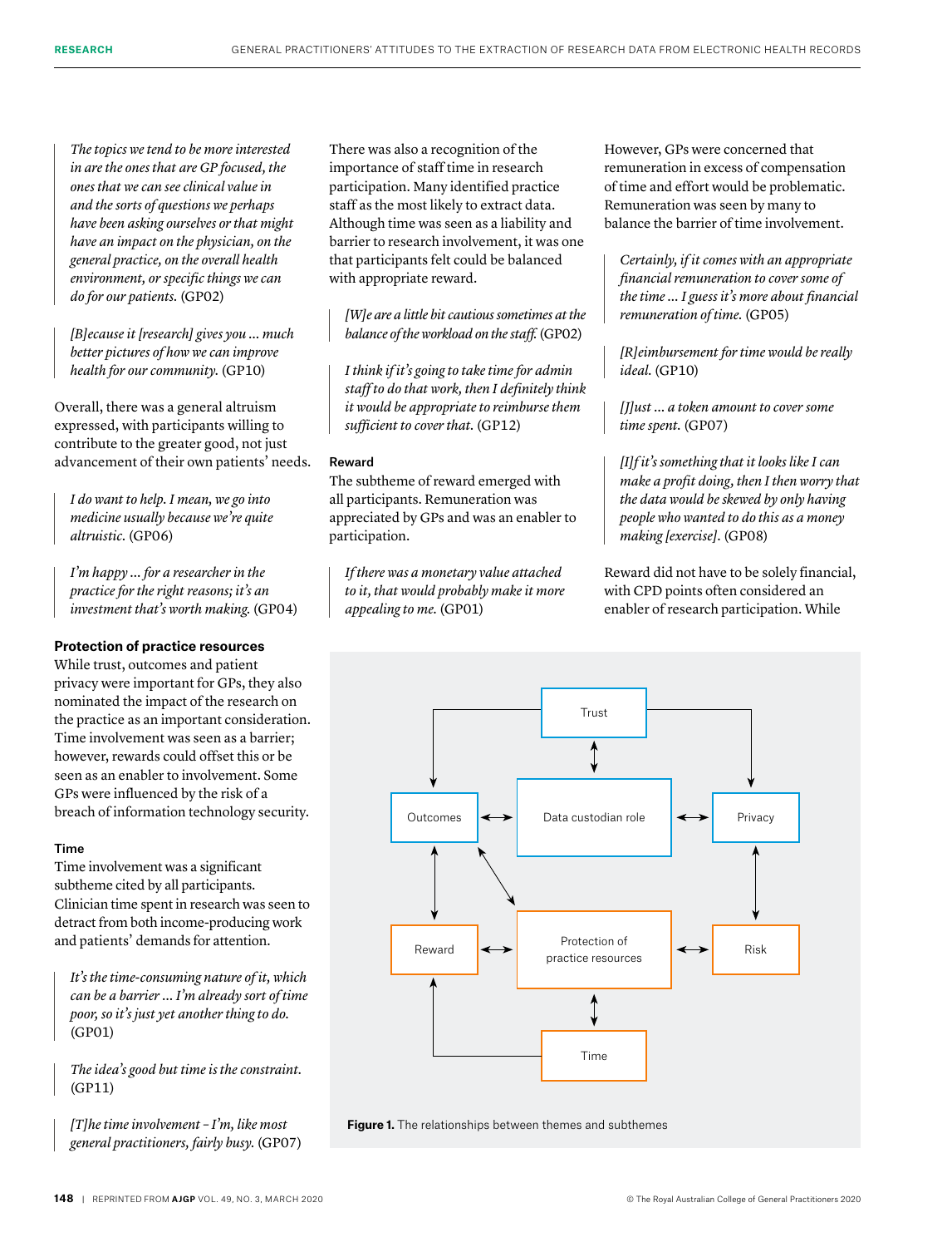> *The topics we tend to be more interested in are the ones that are GP focused, the ones that we can see clinical value in and the sorts of questions we perhaps have been asking ourselves or that might have an impact on the physician, on the general practice, on the overall health environment, or specific things we can do for our patients.* (GP02)

> *[B]ecause it [research] gives you … much better pictures of how we can improve health for our community.* (GP10)

Overall, there was a general altruism expressed, with participants willing to contribute to the greater good, not just advancement of their own patients' needs.

> *I do want to help. I mean, we go into medicine usually because we're quite altruistic.* (GP06)

> *I'm happy … for a researcher in the practice for the right reasons; it's an investment that's worth making.* (GP04)

### Protection of practice resources

While trust, outcomes and patient privacy were important for GPs, they also nominated the impact of the research on the practice as an important consideration. Time involvement was seen as a barrier; however, rewards could offset this or be seen as an enabler to involvement. Some GPs were influenced by the risk of a breach of information technology security.

#### Time

Time involvement was a significant subtheme cited by all participants. Clinician time spent in research was seen to detract from both income-producing work and patients' demands for attention.

> *It's the time-consuming nature of it, which can be a barrier … I'm already sort of time poor, so it's just yet another thing to do.* (GP01)

> *The idea's good but time is the constraint.* (GP11)

> *[T]he time involvement – I'm, like most general practitioners, fairly busy.* (GP07)

There was also a recognition of the importance of staff time in research participation. Many identified practice staff as the most likely to extract data. Although time was seen as a liability and barrier to research involvement, it was one that participants felt could be balanced with appropriate reward.

> *[W]e are a little bit cautious sometimes at the balance of the workload on the staff.* (GP02)

> *I think if it's going to take time for admin staff to do that work, then I definitely think it would be appropriate to reimburse them sufficient to cover that.* (GP12)

#### Reward

The subtheme of reward emerged with all participants. Remuneration was appreciated by GPs and was an enabler to participation.

> *If there was a monetary value attached to it, that would probably make it more appealing to me.* (GP01)

However, GPs were concerned that remuneration in excess of compensation of time and effort would be problematic. Remuneration was seen by many to balance the barrier of time involvement.

> *Certainly, if it comes with an appropriate financial remuneration to cover some of the time … I guess it's more about financial remuneration of time.* (GP05)

> *[R]eimbursement for time would be really ideal.* (GP10)

> *[J]ust … a token amount to cover some time spent.* (GP07)

> *[I]f it's something that it looks like I can make a profit doing, then I then worry that the data would be skewed by only having people who wanted to do this as a money making [exercise].* (GP08)

Reward did not have to be solely financial, with CPD points often considered an enabler of research participation. While

**Figure 1.** The relationships between themes and subthemes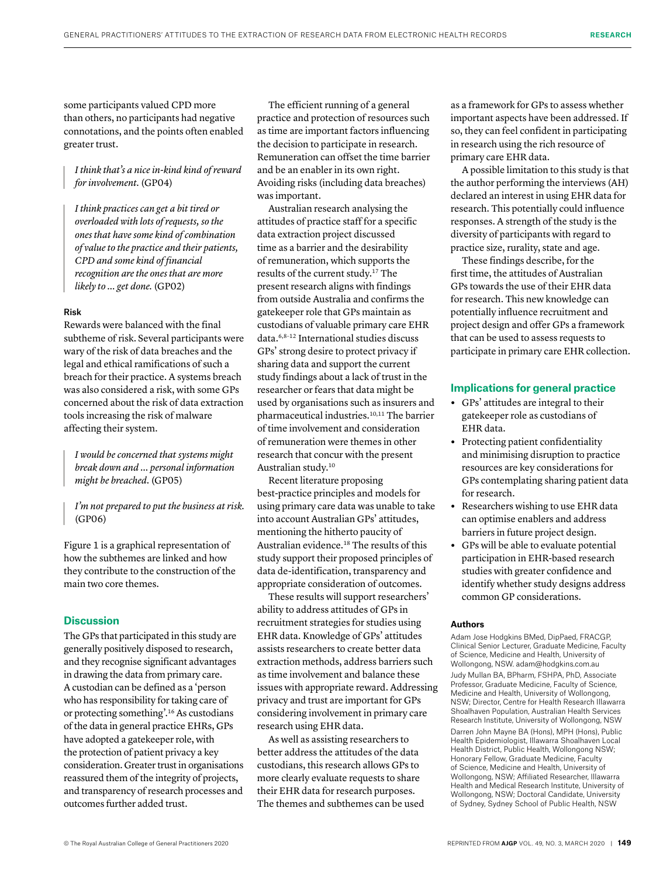some participants valued CPD more than others, no participants had negative connotations, and the points often enabled greater trust.

> *I think that's a nice in-kind kind of reward for involvement.* (GP04)

> *I think practices can get a bit tired or overloaded with lots of requests, so the ones that have some kind of combination of value to the practice and their patients, CPD and some kind of financial recognition are the ones that are more likely to … get done.* (GP02)

#### Risk

Rewards were balanced with the final subtheme of risk. Several participants were wary of the risk of data breaches and the legal and ethical ramifications of such a breach for their practice. A systems breach was also considered a risk, with some GPs concerned about the risk of data extraction tools increasing the risk of malware affecting their system.

> *I would be concerned that systems might break down and … personal information might be breached.* (GP05)

> *I'm not prepared to put the business at risk.* (GP06)

Figure 1 is a graphical representation of how the subthemes are linked and how they contribute to the construction of the main two core themes.

## Discussion

The GPs that participated in this study are generally positively disposed to research, and they recognise significant advantages in drawing the data from primary care. A custodian can be defined as a 'person who has responsibility for taking care of or protecting something'.[16] As custodians of the data in general practice EHRs, GPs have adopted a gatekeeper role, with the protection of patient privacy a key consideration. Greater trust in organisations reassured them of the integrity of projects, and transparency of research processes and outcomes further added trust.

The efficient running of a general practice and protection of resources such as time are important factors influencing the decision to participate in research. Remuneration can offset the time barrier and be an enabler in its own right. Avoiding risks (including data breaches) was important.

Australian research analysing the attitudes of practice staff for a specific data extraction project discussed time as a barrier and the desirability of remuneration, which supports the results of the current study.[17] The present research aligns with findings from outside Australia and confirms the gatekeeper role that GPs maintain as custodians of valuable primary care EHR data.[6,8–12] International studies discuss GPs' strong desire to protect privacy if sharing data and support the current study findings about a lack of trust in the researcher or fears that data might be used by organisations such as insurers and pharmaceutical industries.[10,11] The barrier of time involvement and consideration of remuneration were themes in other research that concur with the present Australian study.[10]

Recent literature proposing best-practice principles and models for using primary care data was unable to take into account Australian GPs' attitudes, mentioning the hitherto paucity of Australian evidence.[18] The results of this study support their proposed principles of data de-identification, transparency and appropriate consideration of outcomes.

These results will support researchers' ability to address attitudes of GPs in recruitment strategies for studies using EHR data. Knowledge of GPs' attitudes assists researchers to create better data extraction methods, address barriers such as time involvement and balance these issues with appropriate reward. Addressing privacy and trust are important for GPs considering involvement in primary care research using EHR data.

As well as assisting researchers to better address the attitudes of the data custodians, this research allows GPs to more clearly evaluate requests to share their EHR data for research purposes. The themes and subthemes can be used as a framework for GPs to assess whether important aspects have been addressed. If so, they can feel confident in participating in research using the rich resource of primary care EHR data.

A possible limitation to this study is that the author performing the interviews (AH) declared an interest in using EHR data for research. This potentially could influence responses. A strength of the study is the diversity of participants with regard to practice size, rurality, state and age.

These findings describe, for the first time, the attitudes of Australian GPs towards the use of their EHR data for research. This new knowledge can potentially influence recruitment and project design and offer GPs a framework that can be used to assess requests to participate in primary care EHR collection.

## Implications for general practice

- GPs' attitudes are integral to their gatekeeper role as custodians of EHR data.
- Protecting patient confidentiality and minimising disruption to practice resources are key considerations for GPs contemplating sharing patient data for research.
- Researchers wishing to use EHR data can optimise enablers and address barriers in future project design.
- GPs will be able to evaluate potential participation in EHR-based research studies with greater confidence and identify whether study designs address common GP considerations.

#### Authors

Adam Jose Hodgkins BMed, DipPaed, FRACGP, Clinical Senior Lecturer, Graduate Medicine, Faculty of Science, Medicine and Health, University of Wollongong, NSW. adam@hodgkins.com.au

Judy Mullan BA, BPharm, FSHPA, PhD, Associate Professor, Graduate Medicine, Faculty of Science, Medicine and Health, University of Wollongong, NSW; Director, Centre for Health Research Illawarra Shoalhaven Population, Australian Health Services Research Institute, University of Wollongong, NSW

Darren John Mayne BA (Hons), MPH (Hons), Public Health Epidemiologist, Illawarra Shoalhaven Local Health District, Public Health, Wollongong NSW; Honorary Fellow, Graduate Medicine, Faculty of Science, Medicine and Health, University of Wollongong, NSW; Affiliated Researcher, Illawarra Health and Medical Research Institute, University of Wollongong, NSW; Doctoral Candidate, University of Sydney, Sydney School of Public Health, NSW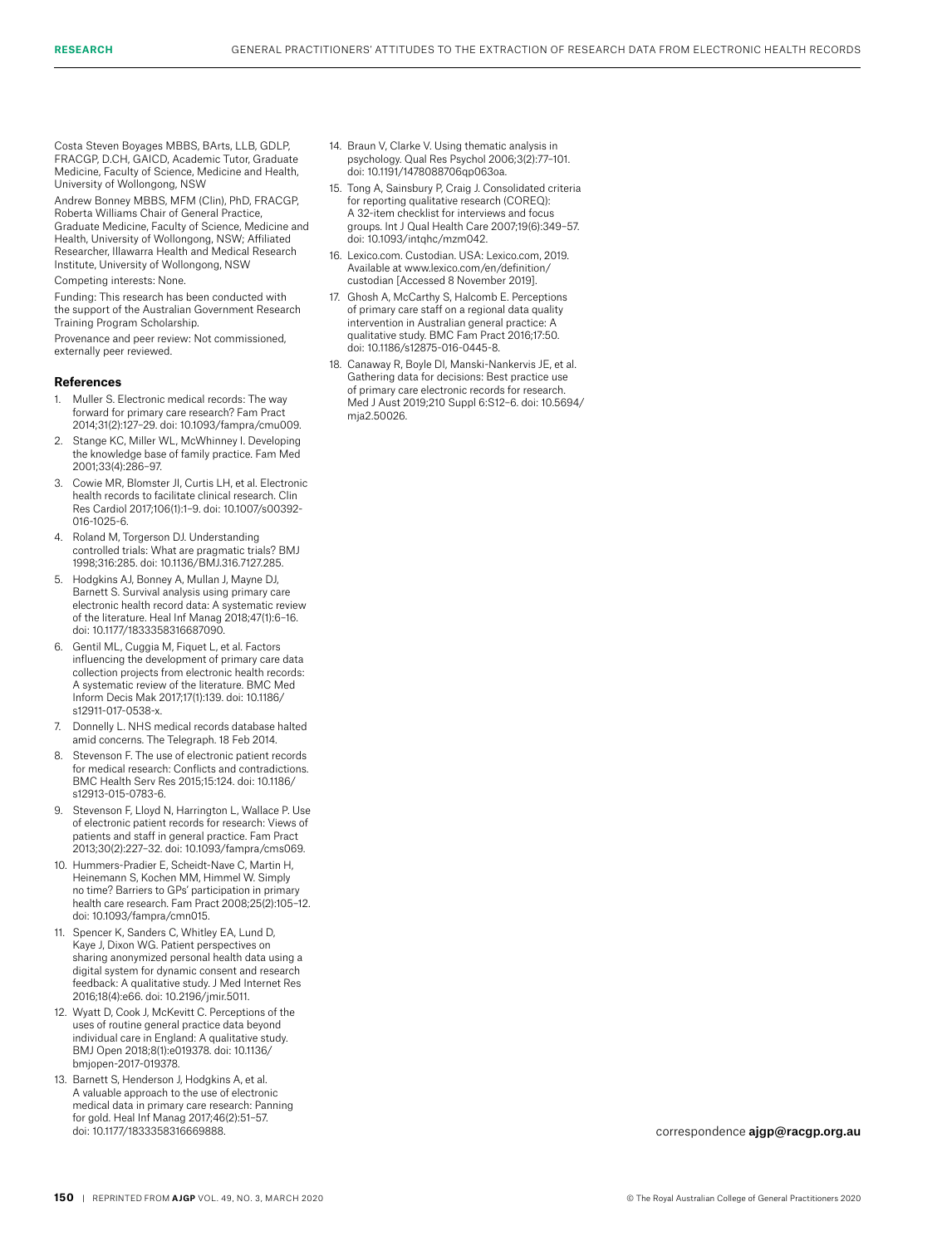Costa Steven Boyages MBBS, BArts, LLB, GDLP, FRACGP, D.CH, GAICD, Academic Tutor, Graduate Medicine, Faculty of Science, Medicine and Health, University of Wollongong, NSW

Andrew Bonney MBBS, MFM (Clin), PhD, FRACGP, Roberta Williams Chair of General Practice, Graduate Medicine, Faculty of Science, Medicine and Health, University of Wollongong, NSW; Affiliated Researcher, Illawarra Health and Medical Research Institute, University of Wollongong, NSW

Competing interests: None.

Funding: This research has been conducted with the support of the Australian Government Research Training Program Scholarship.

Provenance and peer review: Not commissioned, externally peer reviewed.

### References

1. Muller S. Electronic medical records: The way forward for primary care research? Fam Pract 2014;31(2):127–29. doi: 10.1093/fampra/cmu009.
2. Stange KC, Miller WL, McWhinney I. Developing the knowledge base of family practice. Fam Med 2001;33(4):286–97.
3. Cowie MR, Blomster JI, Curtis LH, et al. Electronic health records to facilitate clinical research. Clin Res Cardiol 2017;106(1):1–9. doi: 10.1007/s00392-016-1025-6.
4. Roland M, Torgerson DJ. Understanding controlled trials: What are pragmatic trials? BMJ 1998;316:285. doi: 10.1136/BMJ.316.7127.285.
5. Hodgkins AJ, Bonney A, Mullan J, Mayne DJ, Barnett S. Survival analysis using primary care electronic health record data: A systematic review of the literature. Heal Inf Manag 2018;47(1):6–16. doi: 10.1177/1833358316687090.
6. Gentil ML, Cuggia M, Fiquet L, et al. Factors influencing the development of primary care data collection projects from electronic health records: A systematic review of the literature. BMC Med Inform Decis Mak 2017;17(1):139. doi: 10.1186/s12911-017-0538-x.
7. Donnelly L. NHS medical records database halted amid concerns. The Telegraph. 18 Feb 2014.
8. Stevenson F. The use of electronic patient records for medical research: Conflicts and contradictions. BMC Health Serv Res 2015;15:124. doi: 10.1186/s12913-015-0783-6.
9. Stevenson F, Lloyd N, Harrington L, Wallace P. Use of electronic patient records for research: Views of patients and staff in general practice. Fam Pract 2013;30(2):227–32. doi: 10.1093/fampra/cms069.
10. Hummers-Pradier E, Scheidt-Nave C, Martin H, Heinemann S, Kochen MM, Himmel W. Simply no time? Barriers to GPs' participation in primary health care research. Fam Pract 2008;25(2):105–12. doi: 10.1093/fampra/cmn015.
11. Spencer K, Sanders C, Whitley EA, Lund D, Kaye J, Dixon WG. Patient perspectives on sharing anonymized personal health data using a digital system for dynamic consent and research feedback: A qualitative study. J Med Internet Res 2016;18(4):e66. doi: 10.2196/jmir.5011.
12. Wyatt D, Cook J, McKevitt C. Perceptions of the uses of routine general practice data beyond individual care in England: A qualitative study. BMJ Open 2018;8(1):e019378. doi: 10.1136/bmjopen-2017-019378.
13. Barnett S, Henderson J, Hodgkins A, et al. A valuable approach to the use of electronic medical data in primary care research: Panning for gold. Heal Inf Manag 2017;46(2):51–57. doi: 10.1177/1833358316669888.
14. Braun V, Clarke V. Using thematic analysis in psychology. Qual Res Psychol 2006;3(2):77–101. doi: 10.1191/1478088706qp063oa.
15. Tong A, Sainsbury P, Craig J. Consolidated criteria for reporting qualitative research (COREQ): A 32-item checklist for interviews and focus groups. Int J Qual Health Care 2007;19(6):349–57. doi: 10.1093/intqhc/mzm042.
16. Lexico.com. Custodian. USA: Lexico.com, 2019. Available at www.lexico.com/en/definition/custodian [Accessed 8 November 2019].
17. Ghosh A, McCarthy S, Halcomb E. Perceptions of primary care staff on a regional data quality intervention in Australian general practice: A qualitative study. BMC Fam Pract 2016;17:50. doi: 10.1186/s12875-016-0445-8.
18. Canaway R, Boyle DI, Manski-Nankervis JE, et al. Gathering data for decisions: Best practice use of primary care electronic records for research. Med J Aust 2019;210 Suppl 6:S12–6. doi: 10.5694/mja2.50026.

correspondence **ajgp@racgp.org.au**